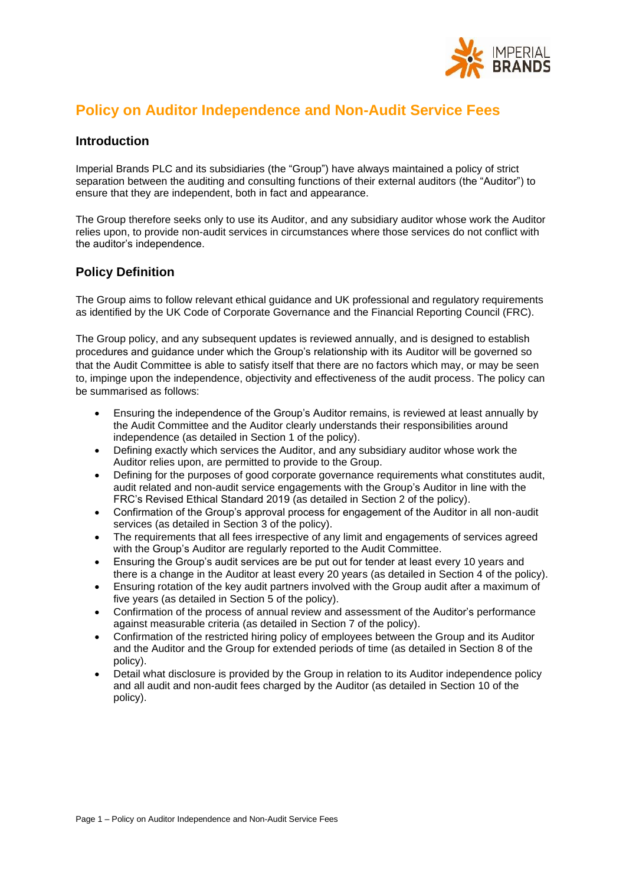# Policy on Auditor Independence and Non-Audit Service Fees

## Introduction

Imperial Brands PLC and its subsidiaries (the "Group") have always maintained a policy of strict separation between the auditing and consulting functions of their external auditors (the "Auditor") to ensure that they are independent, both in fact and appearance.

The Group therefore seeks only to use its Auditor, and any subsidiary auditor whose work the Auditor relies upon, to provide non-audit services in circumstances where those services do not conflict with the auditor's independence.

## Policy Definition

The Group aims to follow relevant ethical guidance and UK professional and regulatory requirements as identified by the UK Code of Corporate Governance and the Financial Reporting Council (FRC).

The Group policy, and any subsequent updates is reviewed annually, and is designed to establish procedures and guidance under which the Group's relationship with its Auditor will be governed so that the Audit Committee is able to satisfy itself that there are no factors which may, or may be seen to, impinge upon the independence, objectivity and effectiveness of the audit process. The policy can be summarised as follows:

- Ensuring the independence of the Group's Auditor remains, is reviewed at least annually by the Audit Committee and the Auditor clearly understands their responsibilities around independence (as detailed in Section 1 of the policy).
- Defining exactly which services the Auditor, and any subsidiary auditor whose work the Auditor relies upon, are permitted to provide to the Group.
- Defining for the purposes of good corporate governance requirements what constitutes audit, audit related and non-audit service engagements with the Group's Auditor in line with the FRC's Revised Ethical Standard 2019 (as detailed in Section 2 of the policy).
- Confirmation of the Group's approval process for engagement of the Auditor in all non-audit services (as detailed in Section 3 of the policy).
- The requirements that all fees irrespective of any limit and engagements of services agreed with the Group's Auditor are regularly reported to the Audit Committee.
- Ensuring the Group's audit services are be put out for tender at least every 10 years and there is a change in the Auditor at least every 20 years (as detailed in Section 4 of the policy).
- Ensuring rotation of the key audit partners involved with the Group audit after a maximum of five years (as detailed in Section 5 of the policy).
- Confirmation of the process of annual review and assessment of the Auditor's performance against measurable criteria (as detailed in Section 7 of the policy).
- Confirmation of the restricted hiring policy of employees between the Group and its Auditor and the Auditor and the Group for extended periods of time (as detailed in Section 8 of the policy).
- Detail what disclosure is provided by the Group in relation to its Auditor independence policy and all audit and non-audit fees charged by the Auditor (as detailed in Section 10 of the policy).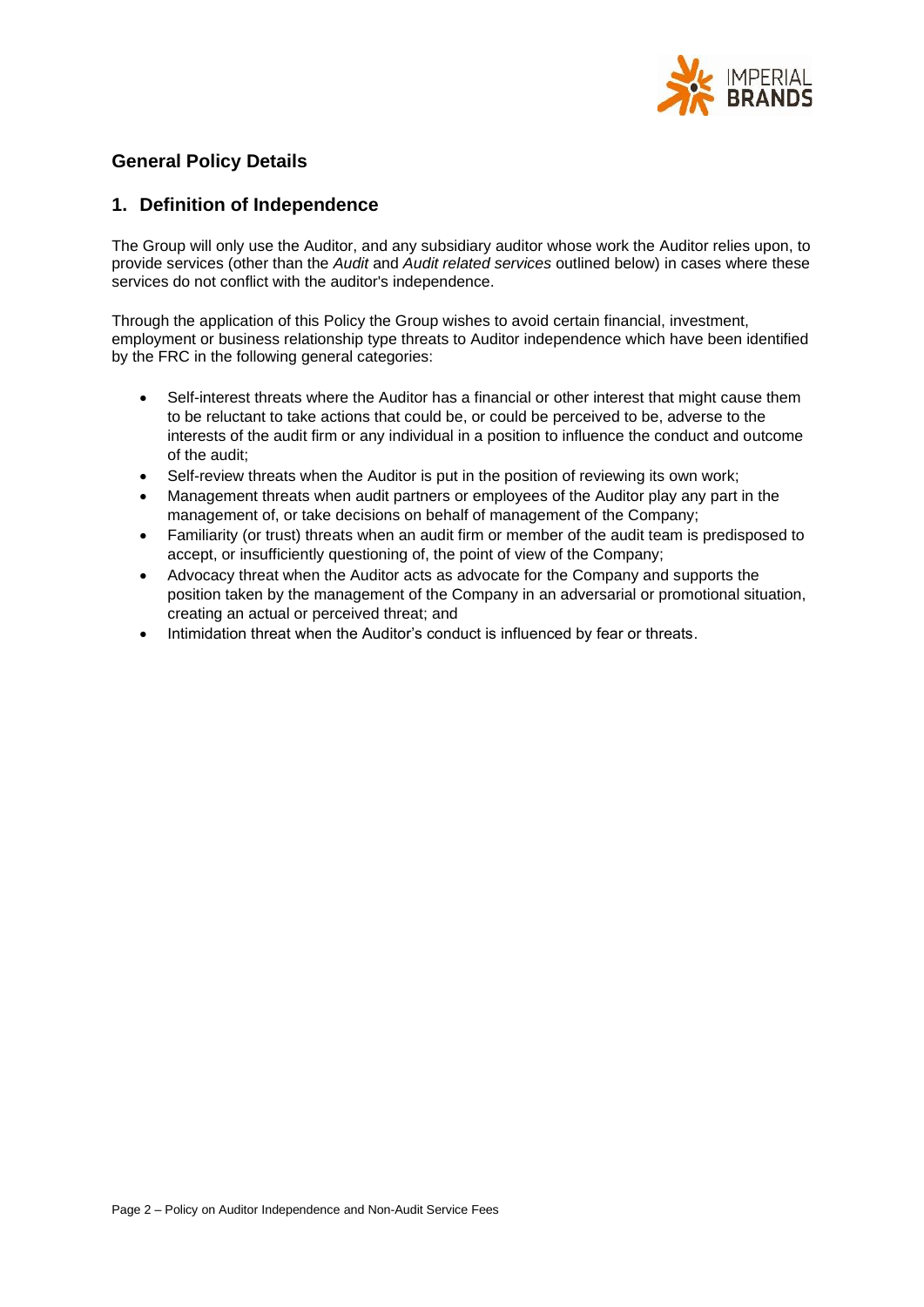## General Policy Details

### 1. Definition of Independence

The Group will only use the Auditor, and any subsidiary auditor whose work the Auditor relies upon, to provide services (other than the *Audit* and *Audit related services* outlined below) in cases where these services do not conflict with the auditor's independence.

Through the application of this Policy the Group wishes to avoid certain financial, investment, employment or business relationship type threats to Auditor independence which have been identified by the FRC in the following general categories:

- Self-interest threats where the Auditor has a financial or other interest that might cause them to be reluctant to take actions that could be, or could be perceived to be, adverse to the interests of the audit firm or any individual in a position to influence the conduct and outcome of the audit;
- Self-review threats when the Auditor is put in the position of reviewing its own work;
- Management threats when audit partners or employees of the Auditor play any part in the management of, or take decisions on behalf of management of the Company;
- Familiarity (or trust) threats when an audit firm or member of the audit team is predisposed to accept, or insufficiently questioning of, the point of view of the Company;
- Advocacy threat when the Auditor acts as advocate for the Company and supports the position taken by the management of the Company in an adversarial or promotional situation, creating an actual or perceived threat; and
- Intimidation threat when the Auditor's conduct is influenced by fear or threats.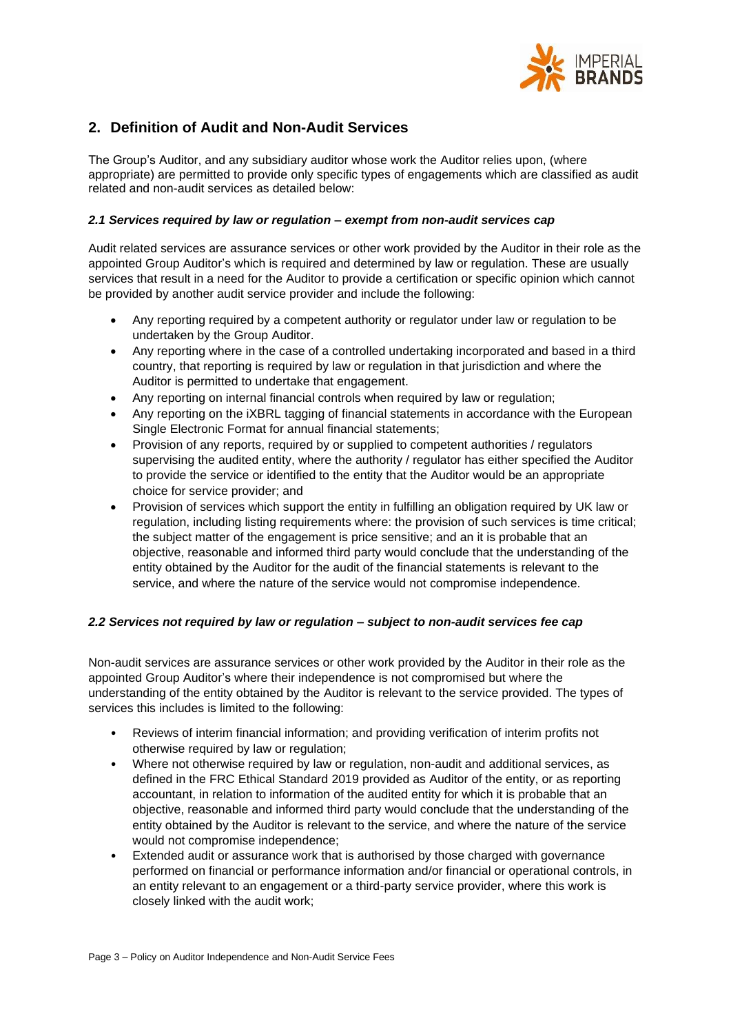## 2. Definition of Audit and Non-Audit Services

The Group's Auditor, and any subsidiary auditor whose work the Auditor relies upon, (where appropriate) are permitted to provide only specific types of engagements which are classified as audit related and non-audit services as detailed below:

### *2.1 Services required by law or regulation – exempt from non-audit services cap*

Audit related services are assurance services or other work provided by the Auditor in their role as the appointed Group Auditor's which is required and determined by law or regulation. These are usually services that result in a need for the Auditor to provide a certification or specific opinion which cannot be provided by another audit service provider and include the following:

- Any reporting required by a competent authority or regulator under law or regulation to be undertaken by the Group Auditor.
- Any reporting where in the case of a controlled undertaking incorporated and based in a third country, that reporting is required by law or regulation in that jurisdiction and where the Auditor is permitted to undertake that engagement.
- Any reporting on internal financial controls when required by law or regulation;
- Any reporting on the iXBRL tagging of financial statements in accordance with the European Single Electronic Format for annual financial statements;
- Provision of any reports, required by or supplied to competent authorities / regulators supervising the audited entity, where the authority / regulator has either specified the Auditor to provide the service or identified to the entity that the Auditor would be an appropriate choice for service provider; and
- Provision of services which support the entity in fulfilling an obligation required by UK law or regulation, including listing requirements where: the provision of such services is time critical; the subject matter of the engagement is price sensitive; and an it is probable that an objective, reasonable and informed third party would conclude that the understanding of the entity obtained by the Auditor for the audit of the financial statements is relevant to the service, and where the nature of the service would not compromise independence.

### *2.2 Services not required by law or regulation – subject to non-audit services fee cap*

Non-audit services are assurance services or other work provided by the Auditor in their role as the appointed Group Auditor's where their independence is not compromised but where the understanding of the entity obtained by the Auditor is relevant to the service provided. The types of services this includes is limited to the following:

- Reviews of interim financial information; and providing verification of interim profits not otherwise required by law or regulation;
- Where not otherwise required by law or regulation, non-audit and additional services, as defined in the FRC Ethical Standard 2019 provided as Auditor of the entity, or as reporting accountant, in relation to information of the audited entity for which it is probable that an objective, reasonable and informed third party would conclude that the understanding of the entity obtained by the Auditor is relevant to the service, and where the nature of the service would not compromise independence;
- Extended audit or assurance work that is authorised by those charged with governance performed on financial or performance information and/or financial or operational controls, in an entity relevant to an engagement or a third-party service provider, where this work is closely linked with the audit work;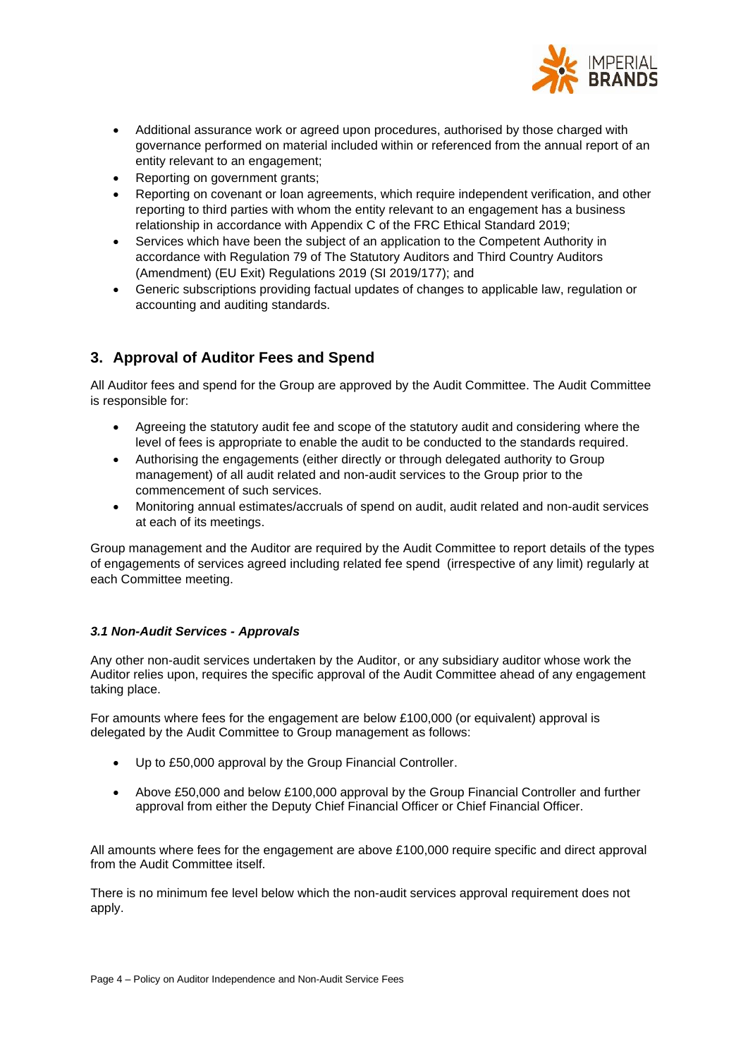- Additional assurance work or agreed upon procedures, authorised by those charged with governance performed on material included within or referenced from the annual report of an entity relevant to an engagement;
- Reporting on government grants;
- Reporting on covenant or loan agreements, which require independent verification, and other reporting to third parties with whom the entity relevant to an engagement has a business relationship in accordance with Appendix C of the FRC Ethical Standard 2019;
- Services which have been the subject of an application to the Competent Authority in accordance with Regulation 79 of The Statutory Auditors and Third Country Auditors (Amendment) (EU Exit) Regulations 2019 (SI 2019/177); and
- Generic subscriptions providing factual updates of changes to applicable law, regulation or accounting and auditing standards.

## 3. Approval of Auditor Fees and Spend

All Auditor fees and spend for the Group are approved by the Audit Committee. The Audit Committee is responsible for:

- Agreeing the statutory audit fee and scope of the statutory audit and considering where the level of fees is appropriate to enable the audit to be conducted to the standards required.
- Authorising the engagements (either directly or through delegated authority to Group management) of all audit related and non-audit services to the Group prior to the commencement of such services.
- Monitoring annual estimates/accruals of spend on audit, audit related and non-audit services at each of its meetings.

Group management and the Auditor are required by the Audit Committee to report details of the types of engagements of services agreed including related fee spend (irrespective of any limit) regularly at each Committee meeting.

### *3.1 Non-Audit Services - Approvals*

Any other non-audit services undertaken by the Auditor, or any subsidiary auditor whose work the Auditor relies upon, requires the specific approval of the Audit Committee ahead of any engagement taking place.

For amounts where fees for the engagement are below £100,000 (or equivalent) approval is delegated by the Audit Committee to Group management as follows:

- Up to £50,000 approval by the Group Financial Controller.
- Above £50,000 and below £100,000 approval by the Group Financial Controller and further approval from either the Deputy Chief Financial Officer or Chief Financial Officer.

All amounts where fees for the engagement are above £100,000 require specific and direct approval from the Audit Committee itself.

There is no minimum fee level below which the non-audit services approval requirement does not apply.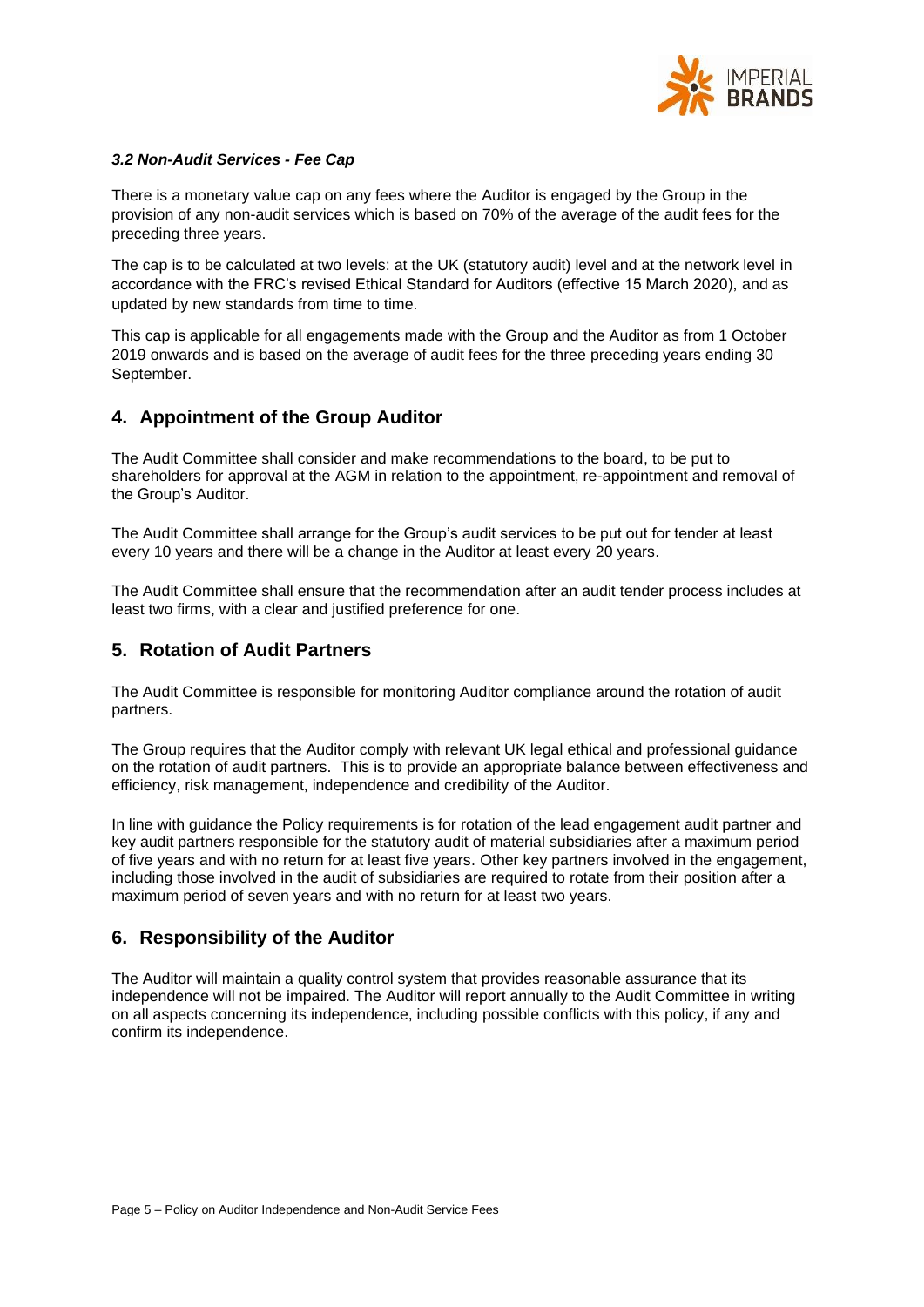### *3.2 Non-Audit Services - Fee Cap*

There is a monetary value cap on any fees where the Auditor is engaged by the Group in the provision of any non-audit services which is based on 70% of the average of the audit fees for the preceding three years.

The cap is to be calculated at two levels: at the UK (statutory audit) level and at the network level in accordance with the FRC's revised Ethical Standard for Auditors (effective 15 March 2020), and as updated by new standards from time to time.

This cap is applicable for all engagements made with the Group and the Auditor as from 1 October 2019 onwards and is based on the average of audit fees for the three preceding years ending 30 September.

## 4. Appointment of the Group Auditor

The Audit Committee shall consider and make recommendations to the board, to be put to shareholders for approval at the AGM in relation to the appointment, re-appointment and removal of the Group's Auditor.

The Audit Committee shall arrange for the Group's audit services to be put out for tender at least every 10 years and there will be a change in the Auditor at least every 20 years.

The Audit Committee shall ensure that the recommendation after an audit tender process includes at least two firms, with a clear and justified preference for one.

## 5. Rotation of Audit Partners

The Audit Committee is responsible for monitoring Auditor compliance around the rotation of audit partners.

The Group requires that the Auditor comply with relevant UK legal ethical and professional guidance on the rotation of audit partners. This is to provide an appropriate balance between effectiveness and efficiency, risk management, independence and credibility of the Auditor.

In line with guidance the Policy requirements is for rotation of the lead engagement audit partner and key audit partners responsible for the statutory audit of material subsidiaries after a maximum period of five years and with no return for at least five years. Other key partners involved in the engagement, including those involved in the audit of subsidiaries are required to rotate from their position after a maximum period of seven years and with no return for at least two years.

## 6. Responsibility of the Auditor

The Auditor will maintain a quality control system that provides reasonable assurance that its independence will not be impaired. The Auditor will report annually to the Audit Committee in writing on all aspects concerning its independence, including possible conflicts with this policy, if any and confirm its independence.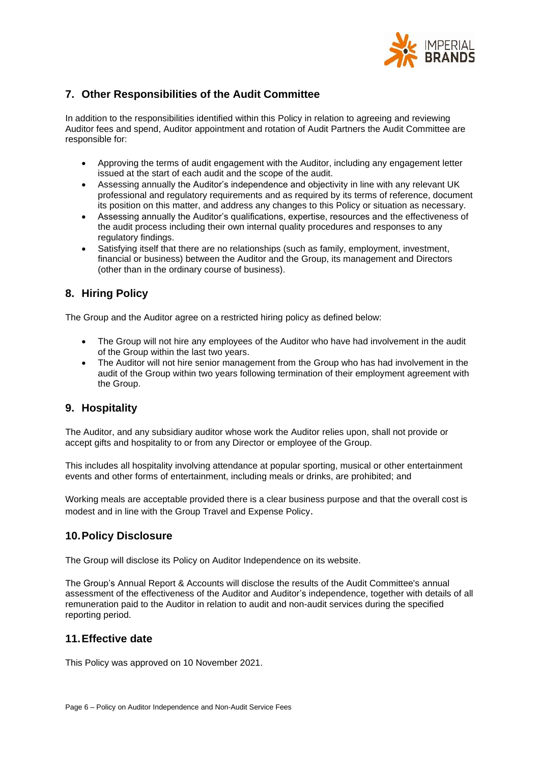## 7. Other Responsibilities of the Audit Committee

In addition to the responsibilities identified within this Policy in relation to agreeing and reviewing Auditor fees and spend, Auditor appointment and rotation of Audit Partners the Audit Committee are responsible for:

- Approving the terms of audit engagement with the Auditor, including any engagement letter issued at the start of each audit and the scope of the audit.
- Assessing annually the Auditor's independence and objectivity in line with any relevant UK professional and regulatory requirements and as required by its terms of reference, document its position on this matter, and address any changes to this Policy or situation as necessary.
- Assessing annually the Auditor's qualifications, expertise, resources and the effectiveness of the audit process including their own internal quality procedures and responses to any regulatory findings.
- Satisfying itself that there are no relationships (such as family, employment, investment, financial or business) between the Auditor and the Group, its management and Directors (other than in the ordinary course of business).

## 8. Hiring Policy

The Group and the Auditor agree on a restricted hiring policy as defined below:

- The Group will not hire any employees of the Auditor who have had involvement in the audit of the Group within the last two years.
- The Auditor will not hire senior management from the Group who has had involvement in the audit of the Group within two years following termination of their employment agreement with the Group.

## 9. Hospitality

The Auditor, and any subsidiary auditor whose work the Auditor relies upon, shall not provide or accept gifts and hospitality to or from any Director or employee of the Group.

This includes all hospitality involving attendance at popular sporting, musical or other entertainment events and other forms of entertainment, including meals or drinks, are prohibited; and

Working meals are acceptable provided there is a clear business purpose and that the overall cost is modest and in line with the Group Travel and Expense Policy.

## 10. Policy Disclosure

The Group will disclose its Policy on Auditor Independence on its website.

The Group's Annual Report & Accounts will disclose the results of the Audit Committee's annual assessment of the effectiveness of the Auditor and Auditor's independence, together with details of all remuneration paid to the Auditor in relation to audit and non-audit services during the specified reporting period.

## 11. Effective date

This Policy was approved on 10 November 2021.